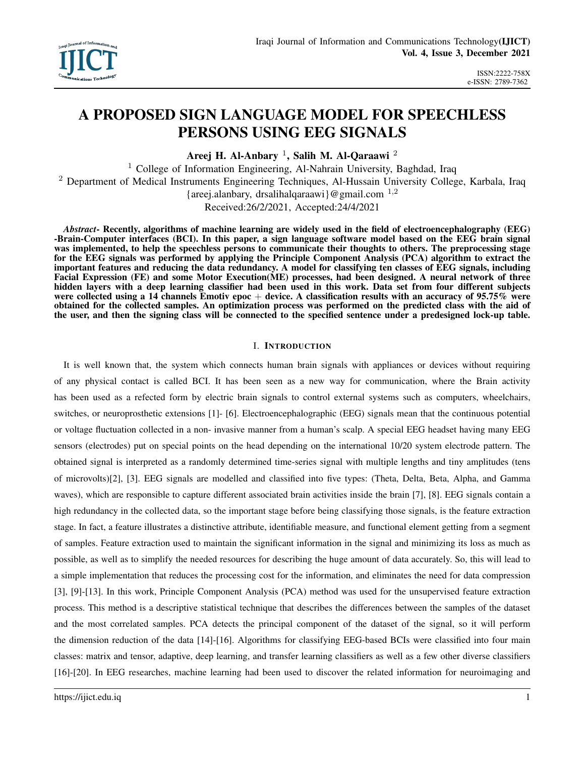# A PROPOSED SIGN LANGUAGE MODEL FOR SPEECHLESS PERSONS USING EEG SIGNALS

**Areej H. Al-Anbary [1], Salih M. Al-Qaraawi [2]**

[1] College of Information Engineering, Al-Nahrain University, Baghdad, Iraq
[2] Department of Medical Instruments Engineering Techniques, Al-Hussain University College, Karbala, Iraq
{areej.alanbary, drsalihalqaraawi}@gmail.com [1,2]
Received:26/2/2021, Accepted:24/4/2021

***Abstract*- Recently, algorithms of machine learning are widely used in the field of electroencephalography (EEG) -Brain-Computer interfaces (BCI). In this paper, a sign language software model based on the EEG brain signal was implemented, to help the speechless persons to communicate their thoughts to others. The preprocessing stage for the EEG signals was performed by applying the Principle Component Analysis (PCA) algorithm to extract the important features and reducing the data redundancy. A model for classifying ten classes of EEG signals, including Facial Expression (FE) and some Motor Execution(ME) processes, had been designed. A neural network of three hidden layers with a deep learning classifier had been used in this work. Data set from four different subjects were collected using a 14 channels Emotiv epoc + device. A classification results with an accuracy of 95.75% were obtained for the collected samples. An optimization process was performed on the predicted class with the aid of the user, and then the signing class will be connected to the specified sentence under a predesigned lock-up table.**

## I. INTRODUCTION

It is well known that, the system which connects human brain signals with appliances or devices without requiring of any physical contact is called BCI. It has been seen as a new way for communication, where the Brain activity has been used as a refected form by electric brain signals to control external systems such as computers, wheelchairs, switches, or neuroprosthetic extensions [1]- [6]. Electroencephalographic (EEG) signals mean that the continuous potential or voltage fluctuation collected in a non- invasive manner from a human's scalp. A special EEG headset having many EEG sensors (electrodes) put on special points on the head depending on the international 10/20 system electrode pattern. The obtained signal is interpreted as a randomly determined time-series signal with multiple lengths and tiny amplitudes (tens of microvolts)[2], [3]. EEG signals are modelled and classified into five types: (Theta, Delta, Beta, Alpha, and Gamma waves), which are responsible to capture different associated brain activities inside the brain [7], [8]. EEG signals contain a high redundancy in the collected data, so the important stage before being classifying those signals, is the feature extraction stage. In fact, a feature illustrates a distinctive attribute, identifiable measure, and functional element getting from a segment of samples. Feature extraction used to maintain the significant information in the signal and minimizing its loss as much as possible, as well as to simplify the needed resources for describing the huge amount of data accurately. So, this will lead to a simple implementation that reduces the processing cost for the information, and eliminates the need for data compression [3], [9]-[13]. In this work, Principle Component Analysis (PCA) method was used for the unsupervised feature extraction process. This method is a descriptive statistical technique that describes the differences between the samples of the dataset and the most correlated samples. PCA detects the principal component of the dataset of the signal, so it will perform the dimension reduction of the data [14]-[16]. Algorithms for classifying EEG-based BCIs were classified into four main classes: matrix and tensor, adaptive, deep learning, and transfer learning classifiers as well as a few other diverse classifiers [16]-[20]. In EEG researches, machine learning had been used to discover the related information for neuroimaging and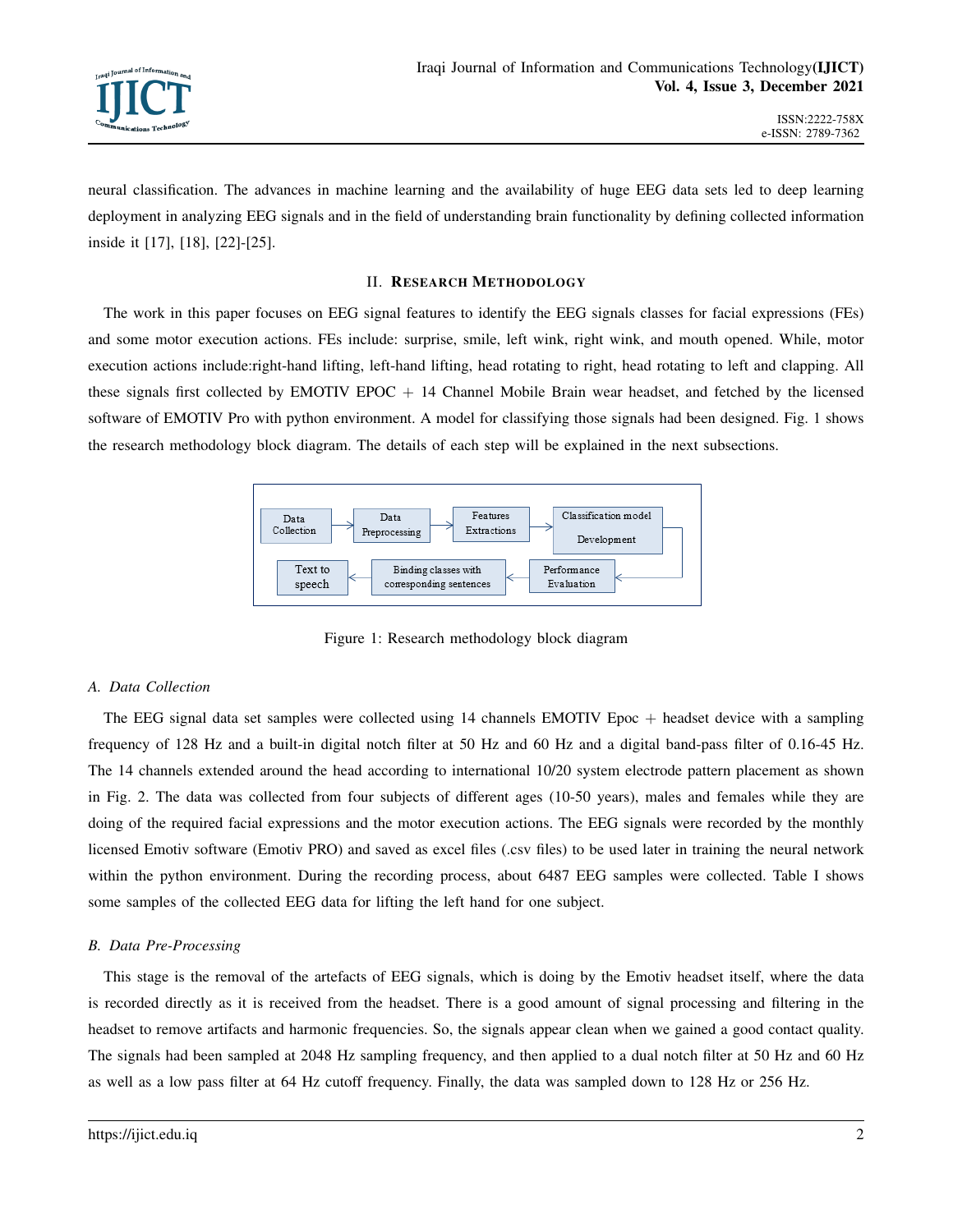neural classification. The advances in machine learning and the availability of huge EEG data sets led to deep learning deployment in analyzing EEG signals and in the field of understanding brain functionality by defining collected information inside it [17], [18], [22]-[25].

## II. Research Methodology

The work in this paper focuses on EEG signal features to identify the EEG signals classes for facial expressions (FEs) and some motor execution actions. FEs include: surprise, smile, left wink, right wink, and mouth opened. While, motor execution actions include:right-hand lifting, left-hand lifting, head rotating to right, head rotating to left and clapping. All these signals first collected by EMOTIV EPOC + 14 Channel Mobile Brain wear headset, and fetched by the licensed software of EMOTIV Pro with python environment. A model for classifying those signals had been designed. Fig. 1 shows the research methodology block diagram. The details of each step will be explained in the next subsections.

Data Collection → Data Preprocessing → Features Extractions → Classification model Development → Performance Evaluation → Binding classes with corresponding sentences → Text to speech

Figure 1: Research methodology block diagram

### A. Data Collection

The EEG signal data set samples were collected using 14 channels EMOTIV Epoc + headset device with a sampling frequency of 128 Hz and a built-in digital notch filter at 50 Hz and 60 Hz and a digital band-pass filter of 0.16-45 Hz. The 14 channels extended around the head according to international 10/20 system electrode pattern placement as shown in Fig. 2. The data was collected from four subjects of different ages (10-50 years), males and females while they are doing of the required facial expressions and the motor execution actions. The EEG signals were recorded by the monthly licensed Emotiv software (Emotiv PRO) and saved as excel files (.csv files) to be used later in training the neural network within the python environment. During the recording process, about 6487 EEG samples were collected. Table I shows some samples of the collected EEG data for lifting the left hand for one subject.

### B. Data Pre-Processing

This stage is the removal of the artefacts of EEG signals, which is doing by the Emotiv headset itself, where the data is recorded directly as it is received from the headset. There is a good amount of signal processing and filtering in the headset to remove artifacts and harmonic frequencies. So, the signals appear clean when we gained a good contact quality. The signals had been sampled at 2048 Hz sampling frequency, and then applied to a dual notch filter at 50 Hz and 60 Hz as well as a low pass filter at 64 Hz cutoff frequency. Finally, the data was sampled down to 128 Hz or 256 Hz.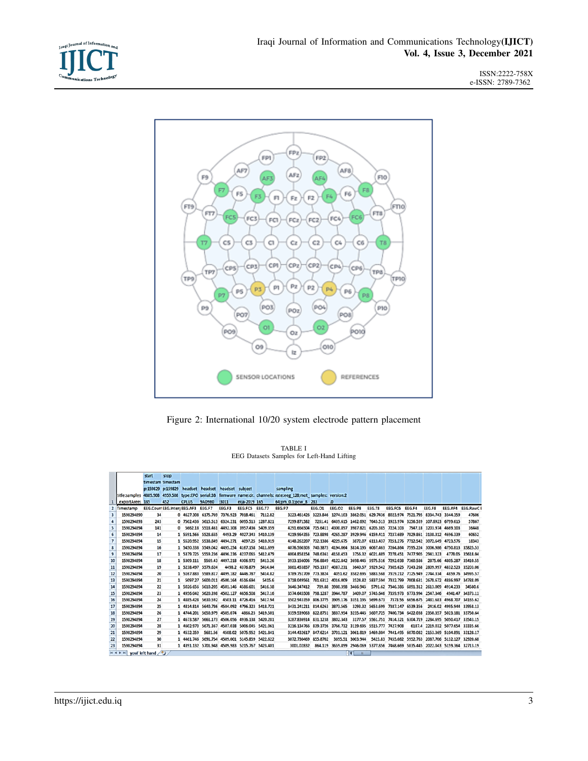Figure 2: International 10/20 system electrode pattern placement

TABLE I
EEG Datasets Samples for Left-Hand Lifting

| | title:samples_exportAreej | start timestamp:1598294889.908183 | stop timestamp:1598294959.508452 | headset type:EPOCPLUS | headset serial:389AD9B0 | headset firmware:3011 | subject name:dr.eija-2019 165 | channels:64;pm_0.1;pow_8 | sampling rate:eeg_128;mot_ | samples: 283 | version:2.0 | | | | | | | | |
|---|---|---|---|---|---|---|---|---|---|---|---|---|---|---|---|---|---|---|---|
| 2 | Timestamp | EEG.Counter | EEG.Interpolated | EEG.AF3 | EEG.F7 | EEG.F3 | EEG.FC5 | EEG.T7 | EEG.P7 | EEG.O1 | EEG.O2 | EEG.P8 | EEG.T8 | EEG.FC6 | EEG.F4 | EEG.F8 | EEG.AF4 | EEG.RawC |
| 3 | 1598294890 | 34 | 0 | 4627.308 | 6175.769 | 7376.923 | 7018.461 | 7112.82 | 3223.461426 | 3223.846 | 3274.103 | 3862.051 | 629.7436 | 8023.974 | 7521.795 | 8334.743 | 3344.359 | 47606 |
| 4 | 1598294893 | 243 | 0 | 7502.436 | 5615.513 | 6324.231 | 6055.513 | 1287.821 | 7299.871582 | 7251.41 | 6439.615 | 1462.692 | 7643.513 | 3923.974 | 3256.539 | 107.6923 | 6799.615 | 57867 |
| 5 | 1598294894 | 141 | 0 | 5662.18 | 5518.461 | 4492.308 | 3957.436 | 5409.359 | 4291.656504 | 715.6411 | 4300.897 | 3987.821 | 6205.385 | 7224.103 | 7947.18 | 3203.974 | 4669.103 | 36448 |
| 6 | 1598294894 | 14 | 1 | 5591.566 | 5528.655 | 4493.29 | 4027.343 | 5410.139 | 4219.964355 | 723.8898 | 4265.287 | 3929.946 | 6159.411 | 7237.689 | 7829.861 | 3138.312 | 4696.339 | 60652 |
| 7 | 1598294894 | 15 | 1 | 5520.952 | 5538.849 | 4494.271 | 4097.25 | 5410.919 | 4148.262207 | 732.1386 | 4225.675 | 3872.07 | 6113.437 | 7251.276 | 7712.542 | 3072.649 | 4723.576 | 18343 |
| 8 | 1598294894 | 16 | 1 | 5450.338 | 5549.042 | 4495.254 | 4167.156 | 5411.699 | 4076.560303 | 740.3873 | 4194.064 | 3814.195 | 6067.463 | 7264.864 | 7595.224 | 3006.986 | 4750.813 | 35825.53 |
| 9 | 1598294894 | 17 | 1 | 5379.725 | 5559.236 | 4496.236 | 4237.065 | 5412.479 | 4004.858154 | 748.6361 | 4158.453 | 3756.32 | 6021.489 | 7278.451 | 7477.905 | 2941.323 | 4778.05 | 35618.04 |
| 10 | 1598294894 | 18 | 1 | 5309.111 | 5569.43 | 4497.218 | 4306.972 | 5413.26 | 3933.156006 | 756.8849 | 4122.842 | 3698.445 | 5975.516 | 7292.038 | 7360.586 | 2875.66 | 4805.287 | 35410.55 |
| 11 | 1598294894 | 19 | 1 | 5238.497 | 5579.624 | 4498.2 | 4376.879 | 5414.04 | 3861.453857 | 765.1337 | 4087.231 | 3640.57 | 5929.542 | 7305.625 | 7243.268 | 2809.997 | 4832.523 | 35203.06 |
| 12 | 1598294894 | 20 | 1 | 5167.883 | 5589.817 | 4499.182 | 4446.787 | 5414.82 | 3789.751709 | 773.3824 | 4051.62 | 3582.695 | 5883.568 | 7319.212 | 7125.949 | 2744.334 | 4859.76 | 34995.57 |
| 13 | 1598294894 | 21 | 1 | 5097.27 | 5600.011 | 4500.164 | 4516.694 | 5415.6 | 3718.049561 | 781.6312 | 4016.009 | 3524.82 | 5837.594 | 7332.799 | 7008.631 | 2678.672 | 4886.997 | 34788.09 |
| 14 | 1598294894 | 22 | 1 | 5026.656 | 5610.205 | 4501.146 | 4586.601 | 5416.38 | 3646.347412 | 789.88 | 3980.398 | 3466.945 | 5791.62 | 7346.386 | 6891.312 | 2613.009 | 4914.233 | 34580.6 |
| 15 | 1598294894 | 23 | 1 | 4956.042 | 5620.398 | 4502.127 | 4656.508 | 5417.16 | 3574.645508 | 798.1287 | 3944.787 | 3409.07 | 5745.646 | 7359.973 | 6773.994 | 2547.346 | 4941.47 | 34373.11 |
| 16 | 1598294894 | 24 | 1 | 4885.428 | 5630.592 | 4503.11 | 4726.416 | 5417.94 | 3502.943359 | 806.3775 | 3909.176 | 3351.195 | 5699.673 | 7373.56 | 6656.675 | 2481.683 | 4968.707 | 34165.62 |
| 17 | 1598294894 | 25 | 1 | 4814.814 | 5640.786 | 4504.092 | 4796.323 | 5418.721 | 3431.241211 | 814.6263 | 3873.565 | 3293.32 | 5653.699 | 7387.147 | 6539.356 | 2416.02 | 4995.944 | 33958.13 |
| 18 | 1598294894 | 26 | 1 | 4744.201 | 5650.979 | 4505.074 | 4866.23 | 5419.501 | 3359.539063 | 822.8751 | 3837.954 | 3235.445 | 5607.725 | 7400.734 | 6422.038 | 2350.357 | 5023.18 | 33750.64 |
| 19 | 1598294894 | 27 | 1 | 4673.587 | 5661.173 | 4506.056 | 4936.138 | 5420.281 | 3287.836914 | 831.1238 | 3802.343 | 3177.57 | 5561.751 | 7414.321 | 6304.719 | 2284.695 | 5050.417 | 33543.15 |
| 20 | 1598294894 | 28 | 1 | 4602.973 | 5671.367 | 4507.038 | 5006.045 | 5421.061 | 3216.134766 | 839.3726 | 3766.732 | 3119.695 | 5515.777 | 7427.908 | 6187.4 | 2219.032 | 5077.654 | 33335.66 |
| 21 | 1598294894 | 29 | 1 | 4532.359 | 5681.56 | 4508.02 | 5075.952 | 5421.841 | 3144.432617 | 847.6214 | 3731.121 | 3061.819 | 5469.804 | 7441.495 | 6070.082 | 2153.369 | 5104.891 | 33128.17 |
| 22 | 1598294894 | 30 | 1 | 4461.746 | 5691.754 | 4509.001 | 5145.859 | 5422.622 | 3072.730469 | 855.8702 | 3695.51 | 3003.944 | 5423.83 | 7455.082 | 5952.763 | 2087.706 | 5132.127 | 32920.68 |
| 23 | 1598294894 | 31 | 1 | 4391.132 | 5701.948 | 4509.983 | 5215.767 | 5423.401 | 3001.02832 | 864.119 | 3659.899 | 2946.069 | 5377.856 | 7468.669 | 5835.445 | 2022.043 | 5159.364 | 32713.19 |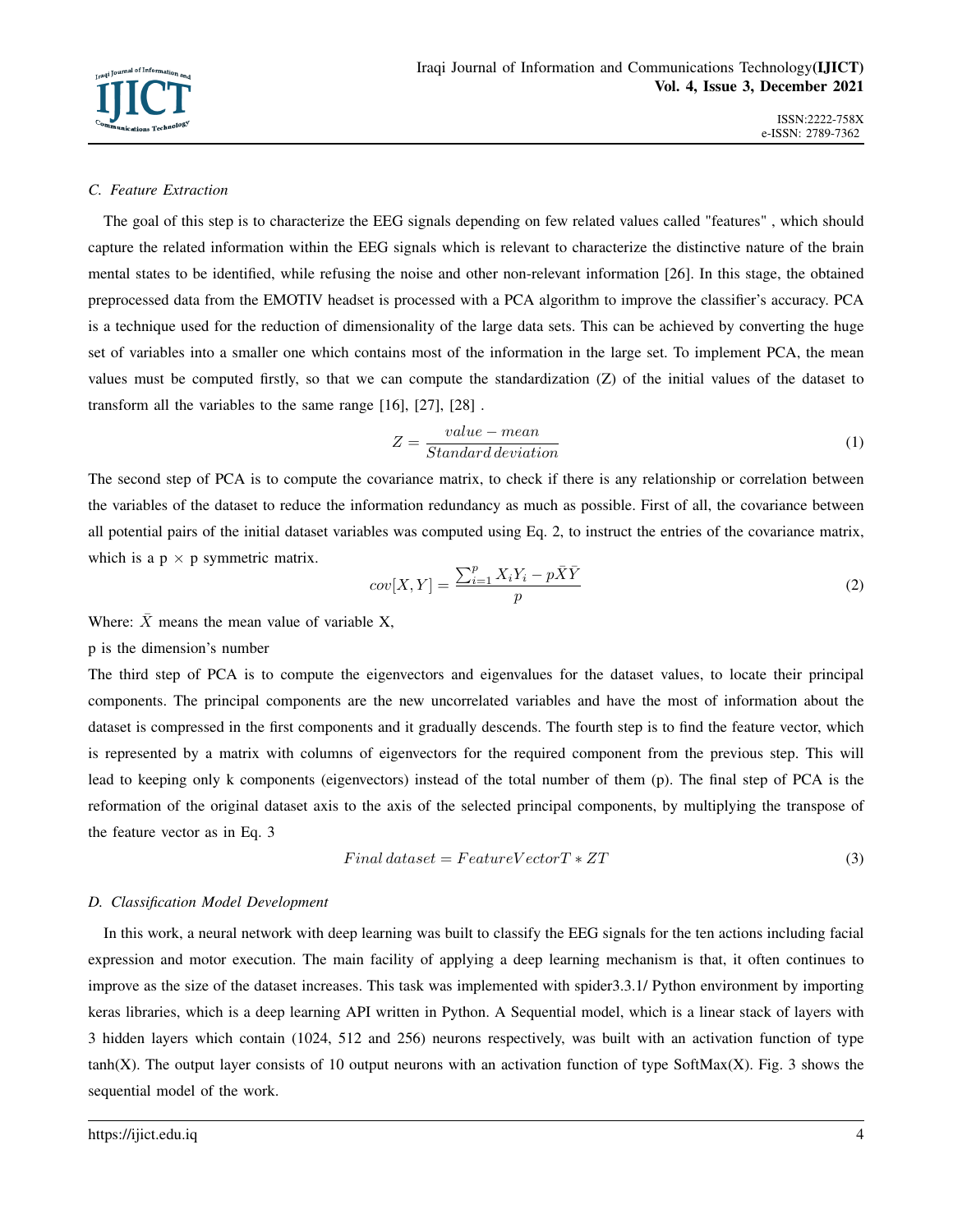### C. Feature Extraction

The goal of this step is to characterize the EEG signals depending on few related values called "features" , which should capture the related information within the EEG signals which is relevant to characterize the distinctive nature of the brain mental states to be identified, while refusing the noise and other non-relevant information [26]. In this stage, the obtained preprocessed data from the EMOTIV headset is processed with a PCA algorithm to improve the classifier's accuracy. PCA is a technique used for the reduction of dimensionality of the large data sets. This can be achieved by converting the huge set of variables into a smaller one which contains most of the information in the large set. To implement PCA, the mean values must be computed firstly, so that we can compute the standardization (Z) of the initial values of the dataset to transform all the variables to the same range [16], [27], [28] .

$$Z = \frac{value - mean}{Standard\, deviation} \tag{1}$$

The second step of PCA is to compute the covariance matrix, to check if there is any relationship or correlation between the variables of the dataset to reduce the information redundancy as much as possible. First of all, the covariance between all potential pairs of the initial dataset variables was computed using Eq. 2, to instruct the entries of the covariance matrix, which is a p × p symmetric matrix.

$$cov[X, Y] = \frac{\sum_{i=1}^{p} X_i Y_i - p\bar{X}\bar{Y}}{p} \tag{2}$$

Where: $\bar{X}$ means the mean value of variable X,

p is the dimension's number

The third step of PCA is to compute the eigenvectors and eigenvalues for the dataset values, to locate their principal components. The principal components are the new uncorrelated variables and have the most of information about the dataset is compressed in the first components and it gradually descends. The fourth step is to find the feature vector, which is represented by a matrix with columns of eigenvectors for the required component from the previous step. This will lead to keeping only k components (eigenvectors) instead of the total number of them (p). The final step of PCA is the reformation of the original dataset axis to the axis of the selected principal components, by multiplying the transpose of the feature vector as in Eq. 3

$$Final\, dataset = FeatureVectorT * ZT \tag{3}$$

### D. Classification Model Development

In this work, a neural network with deep learning was built to classify the EEG signals for the ten actions including facial expression and motor execution. The main facility of applying a deep learning mechanism is that, it often continues to improve as the size of the dataset increases. This task was implemented with spider3.3.1/ Python environment by importing keras libraries, which is a deep learning API written in Python. A Sequential model, which is a linear stack of layers with 3 hidden layers which contain (1024, 512 and 256) neurons respectively, was built with an activation function of type tanh(X). The output layer consists of 10 output neurons with an activation function of type SoftMax(X). Fig. 3 shows the sequential model of the work.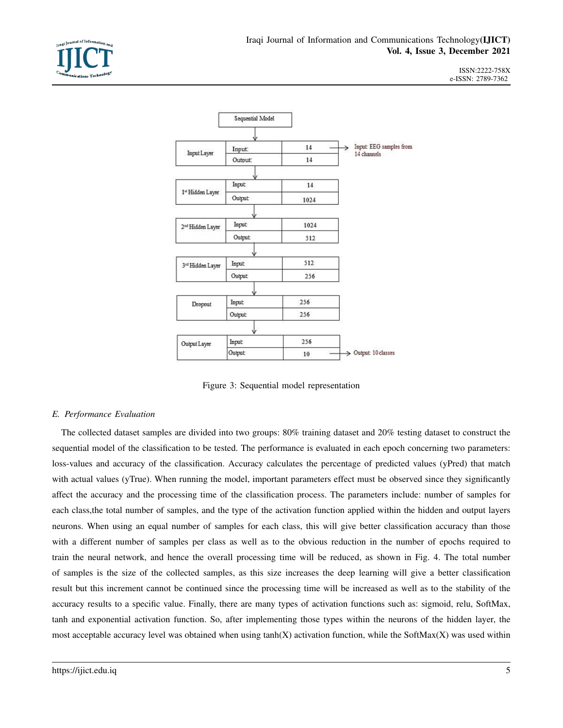| Sequential Model | | |
|---|---|---|
| Input Layer | Input: | 14 |
| | Output: | 14 |
| 1st Hidden Layer | Input | 14 |
| | Output | 1024 |
| 2nd Hidden Layer | Input | 1024 |
| | Output | 512 |
| 3rd Hidden Layer | Input | 512 |
| | Output | 256 |
| Dropout | Input | 256 |
| | Output | 256 |
| Output Layer | Input | 256 |
| | Output | 10 |

Input: EEG samples from 14 channels

Output: 10 classes

Figure 3: Sequential model representation

### *E. Performance Evaluation*

The collected dataset samples are divided into two groups: 80% training dataset and 20% testing dataset to construct the sequential model of the classification to be tested. The performance is evaluated in each epoch concerning two parameters: loss-values and accuracy of the classification. Accuracy calculates the percentage of predicted values (yPred) that match with actual values (yTrue). When running the model, important parameters effect must be observed since they significantly affect the accuracy and the processing time of the classification process. The parameters include: number of samples for each class,the total number of samples, and the type of the activation function applied within the hidden and output layers neurons. When using an equal number of samples for each class, this will give better classification accuracy than those with a different number of samples per class as well as to the obvious reduction in the number of epochs required to train the neural network, and hence the overall processing time will be reduced, as shown in Fig. 4. The total number of samples is the size of the collected samples, as this size increases the deep learning will give a better classification result but this increment cannot be continued since the processing time will be increased as well as to the stability of the accuracy results to a specific value. Finally, there are many types of activation functions such as: sigmoid, relu, SoftMax, tanh and exponential activation function. So, after implementing those types within the neurons of the hidden layer, the most acceptable accuracy level was obtained when using tanh(X) activation function, while the SoftMax(X) was used within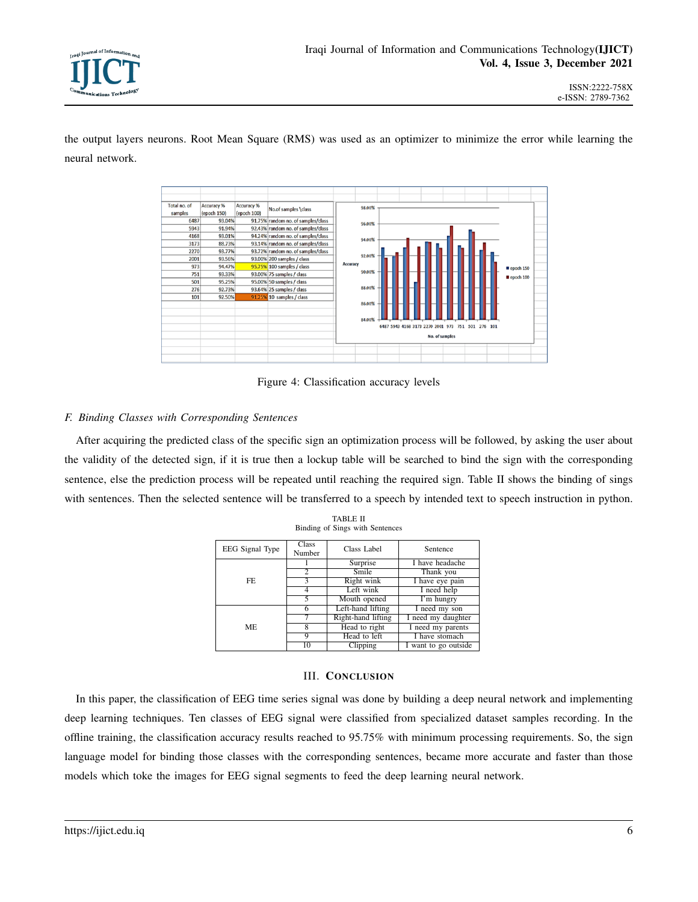the output layers neurons. Root Mean Square (RMS) was used as an optimizer to minimize the error while learning the neural network.

| Total no. of samples | Accuracy % (epoch 150) | Accuracy % (epoch 100) | No.of samples \class |
|---|---|---|---|
| 6487 | 93.04% | 91.75% | random no. of samples/class |
| 5943 | 91.94% | 92.43% | random no. of samples/class |
| 4168 | 93.01% | 94.24% | random no. of samples/class |
| 3173 | 88.73% | 93.14% | random no. of samples/class |
| 2270 | 93.77% | 93.72% | random no. of samples/class |
| 2001 | 93.56% | 93.00% | 200 samples / class |
| 973 | 94.47% | 95.75% | 100 samples / class |
| 751 | 93.33% | 93.00% | 75 samples / class |
| 501 | 95.25% | 95.00% | 50 samples / class |
| 276 | 92.73% | 93.64% | 25 samples / class |
| 101 | 92.50% | 91.25% | 10 samples / class |

Figure 4: Classification accuracy levels

### *F. Binding Classes with Corresponding Sentences*

After acquiring the predicted class of the specific sign an optimization process will be followed, by asking the user about the validity of the detected sign, if it is true then a lockup table will be searched to bind the sign with the corresponding sentence, else the prediction process will be repeated until reaching the required sign. Table II shows the binding of sings with sentences. Then the selected sentence will be transferred to a speech by intended text to speech instruction in python.

TABLE II
Binding of Sings with Sentences

| EEG Signal Type | Class Number | Class Label | Sentence |
|---|---|---|---|
| FE | 1 | Surprise | I have headache |
| | 2 | Smile | Thank you |
| | 3 | Right wink | I have eye pain |
| | 4 | Left wink | I need help |
| | 5 | Mouth opened | I'm hungry |
| ME | 6 | Left-hand lifting | I need my son |
| | 7 | Right-hand lifting | I need my daughter |
| | 8 | Head to right | I need my parents |
| | 9 | Head to left | I have stomach |
| | 10 | Clipping | I want to go outside |

## III. Conclusion

In this paper, the classification of EEG time series signal was done by building a deep neural network and implementing deep learning techniques. Ten classes of EEG signal were classified from specialized dataset samples recording. In the offline training, the classification accuracy results reached to 95.75% with minimum processing requirements. So, the sign language model for binding those classes with the corresponding sentences, became more accurate and faster than those models which toke the images for EEG signal segments to feed the deep learning neural network.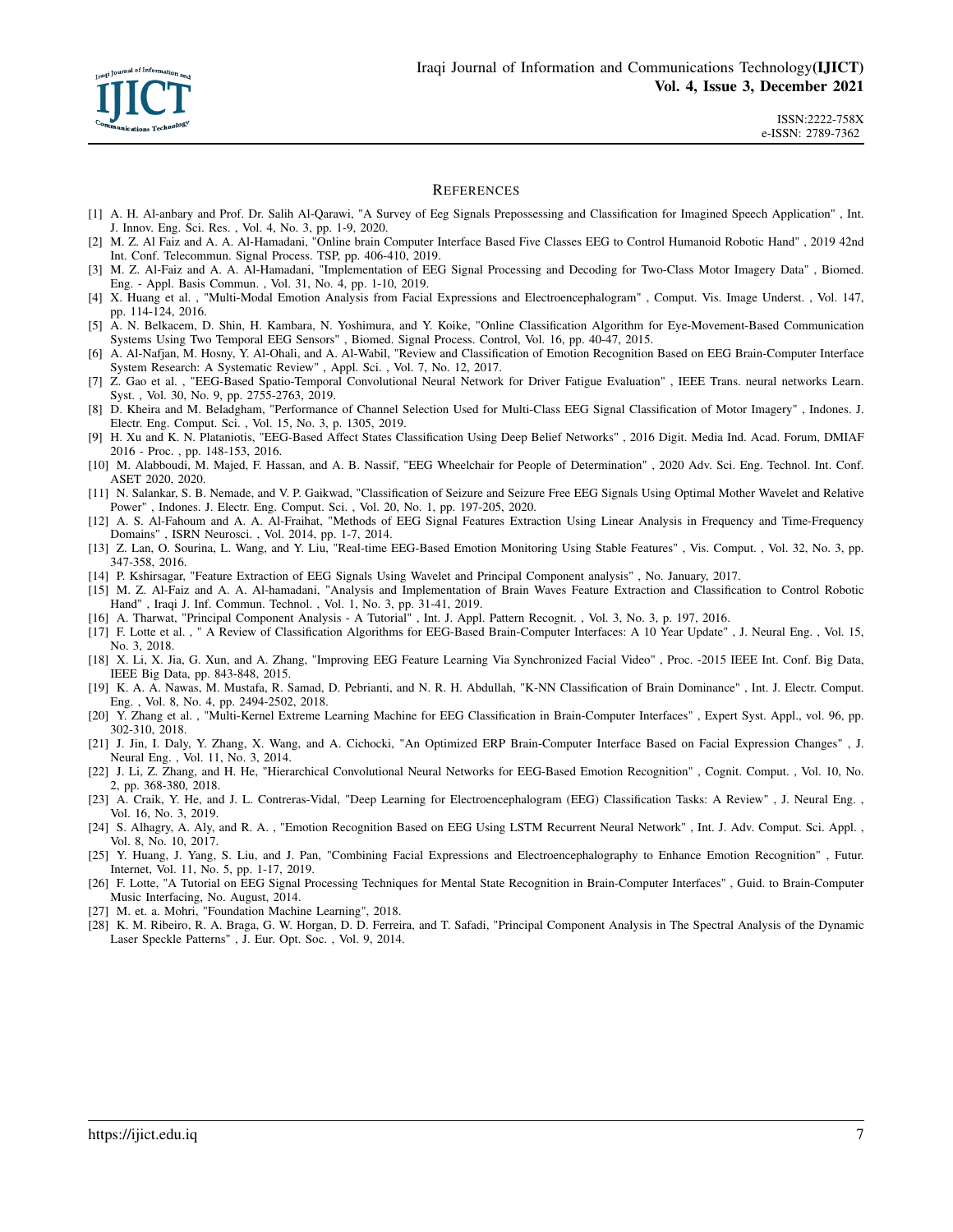## REFERENCES

[1] A. H. Al-anbary and Prof. Dr. Salih Al-Qarawi, "A Survey of Eeg Signals Prepossessing and Classification for Imagined Speech Application" , Int. J. Innov. Eng. Sci. Res. , Vol. 4, No. 3, pp. 1-9, 2020.

[2] M. Z. Al Faiz and A. A. Al-Hamadani, "Online brain Computer Interface Based Five Classes EEG to Control Humanoid Robotic Hand" , 2019 42nd Int. Conf. Telecommun. Signal Process. TSP, pp. 406-410, 2019.

[3] M. Z. Al-Faiz and A. A. Al-Hamadani, "Implementation of EEG Signal Processing and Decoding for Two-Class Motor Imagery Data" , Biomed. Eng. - Appl. Basis Commun. , Vol. 31, No. 4, pp. 1-10, 2019.

[4] X. Huang et al. , "Multi-Modal Emotion Analysis from Facial Expressions and Electroencephalogram" , Comput. Vis. Image Underst. , Vol. 147, pp. 114-124, 2016.

[5] A. N. Belkacem, D. Shin, H. Kambara, N. Yoshimura, and Y. Koike, "Online Classification Algorithm for Eye-Movement-Based Communication Systems Using Two Temporal EEG Sensors" , Biomed. Signal Process. Control, Vol. 16, pp. 40-47, 2015.

[6] A. Al-Nafjan, M. Hosny, Y. Al-Ohali, and A. Al-Wabil, "Review and Classification of Emotion Recognition Based on EEG Brain-Computer Interface System Research: A Systematic Review" , Appl. Sci. , Vol. 7, No. 12, 2017.

[7] Z. Gao et al. , "EEG-Based Spatio-Temporal Convolutional Neural Network for Driver Fatigue Evaluation" , IEEE Trans. neural networks Learn. Syst. , Vol. 30, No. 9, pp. 2755-2763, 2019.

[8] D. Kheira and M. Beladgham, "Performance of Channel Selection Used for Multi-Class EEG Signal Classification of Motor Imagery" , Indones. J. Electr. Eng. Comput. Sci. , Vol. 15, No. 3, p. 1305, 2019.

[9] H. Xu and K. N. Plataniotis, "EEG-Based Affect States Classification Using Deep Belief Networks" , 2016 Digit. Media Ind. Acad. Forum, DMIAF 2016 - Proc. , pp. 148-153, 2016.

[10] M. Alabboudi, M. Majed, F. Hassan, and A. B. Nassif, "EEG Wheelchair for People of Determination" , 2020 Adv. Sci. Eng. Technol. Int. Conf. ASET 2020, 2020.

[11] N. Salankar, S. B. Nemade, and V. P. Gaikwad, "Classification of Seizure and Seizure Free EEG Signals Using Optimal Mother Wavelet and Relative Power" , Indones. J. Electr. Eng. Comput. Sci. , Vol. 20, No. 1, pp. 197-205, 2020.

[12] A. S. Al-Fahoum and A. A. Al-Fraihat, "Methods of EEG Signal Features Extraction Using Linear Analysis in Frequency and Time-Frequency Domains" , ISRN Neurosci. , Vol. 2014, pp. 1-7, 2014.

[13] Z. Lan, O. Sourina, L. Wang, and Y. Liu, "Real-time EEG-Based Emotion Monitoring Using Stable Features" , Vis. Comput. , Vol. 32, No. 3, pp. 347-358, 2016.

[14] P. Kshirsagar, "Feature Extraction of EEG Signals Using Wavelet and Principal Component analysis" , No. January, 2017.

[15] M. Z. Al-Faiz and A. A. Al-hamadani, "Analysis and Implementation of Brain Waves Feature Extraction and Classification to Control Robotic Hand" , Iraqi J. Inf. Commun. Technol. , Vol. 1, No. 3, pp. 31-41, 2019.

[16] A. Tharwat, "Principal Component Analysis - A Tutorial" , Int. J. Appl. Pattern Recognit. , Vol. 3, No. 3, p. 197, 2016.

[17] F. Lotte et al. , " A Review of Classification Algorithms for EEG-Based Brain-Computer Interfaces: A 10 Year Update" , J. Neural Eng. , Vol. 15, No. 3, 2018.

[18] X. Li, X. Jia, G. Xun, and A. Zhang, "Improving EEG Feature Learning Via Synchronized Facial Video" , Proc. -2015 IEEE Int. Conf. Big Data, IEEE Big Data, pp. 843-848, 2015.

[19] K. A. A. Nawas, M. Mustafa, R. Samad, D. Pebrianti, and N. R. H. Abdullah, "K-NN Classification of Brain Dominance" , Int. J. Electr. Comput. Eng. , Vol. 8, No. 4, pp. 2494-2502, 2018.

[20] Y. Zhang et al. , "Multi-Kernel Extreme Learning Machine for EEG Classification in Brain-Computer Interfaces" , Expert Syst. Appl., vol. 96, pp. 302-310, 2018.

[21] J. Jin, I. Daly, Y. Zhang, X. Wang, and A. Cichocki, "An Optimized ERP Brain-Computer Interface Based on Facial Expression Changes" , J. Neural Eng. , Vol. 11, No. 3, 2014.

[22] J. Li, Z. Zhang, and H. He, "Hierarchical Convolutional Neural Networks for EEG-Based Emotion Recognition" , Cognit. Comput. , Vol. 10, No. 2, pp. 368-380, 2018.

[23] A. Craik, Y. He, and J. L. Contreras-Vidal, "Deep Learning for Electroencephalogram (EEG) Classification Tasks: A Review" , J. Neural Eng. , Vol. 16, No. 3, 2019.

[24] S. Alhagry, A. Aly, and R. A. , "Emotion Recognition Based on EEG Using LSTM Recurrent Neural Network" , Int. J. Adv. Comput. Sci. Appl. , Vol. 8, No. 10, 2017.

[25] Y. Huang, J. Yang, S. Liu, and J. Pan, "Combining Facial Expressions and Electroencephalography to Enhance Emotion Recognition" , Futur. Internet, Vol. 11, No. 5, pp. 1-17, 2019.

[26] F. Lotte, "A Tutorial on EEG Signal Processing Techniques for Mental State Recognition in Brain-Computer Interfaces" , Guid. to Brain-Computer Music Interfacing, No. August, 2014.

[27] M. et. a. Mohri, "Foundation Machine Learning", 2018.

[28] K. M. Ribeiro, R. A. Braga, G. W. Horgan, D. D. Ferreira, and T. Safadi, "Principal Component Analysis in The Spectral Analysis of the Dynamic Laser Speckle Patterns" , J. Eur. Opt. Soc. , Vol. 9, 2014.